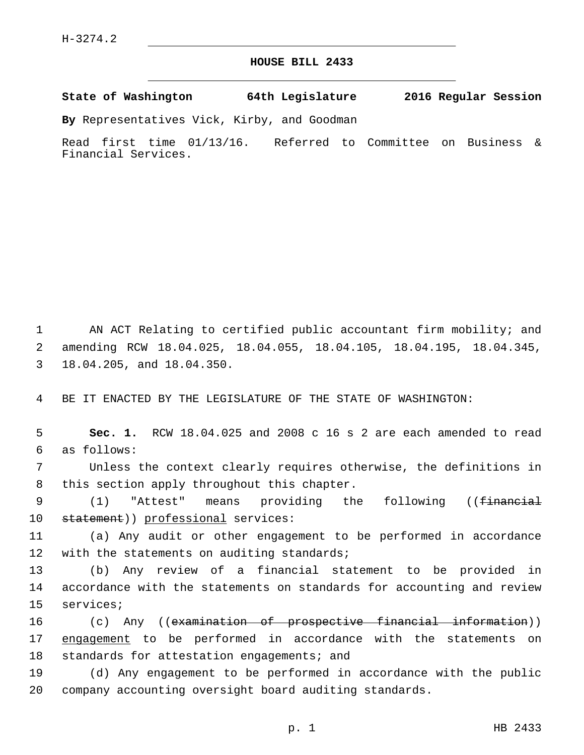H-3274.2

# HOUSE BILL 2433

**State of Washington 64th Legislature 2016 Regular Session**

**By** Representatives Vick, Kirby, and Goodman

Read first time 01/13/16. Referred to Committee on Business & Financial Services.

AN ACT Relating to certified public accountant firm mobility; and amending RCW 18.04.025, 18.04.055, 18.04.105, 18.04.195, 18.04.345, 18.04.205, and 18.04.350.

BE IT ENACTED BY THE LEGISLATURE OF THE STATE OF WASHINGTON:

**Sec. 1.** RCW 18.04.025 and 2008 c 16 s 2 are each amended to read as follows:

Unless the context clearly requires otherwise, the definitions in this section apply throughout this chapter.

(1) "Attest" means providing the following ((~~financial statement~~)) professional services:

(a) Any audit or other engagement to be performed in accordance with the statements on auditing standards;

(b) Any review of a financial statement to be provided in accordance with the statements on standards for accounting and review services;

(c) Any ((~~examination of prospective financial information~~)) engagement to be performed in accordance with the statements on standards for attestation engagements; and

(d) Any engagement to be performed in accordance with the public company accounting oversight board auditing standards.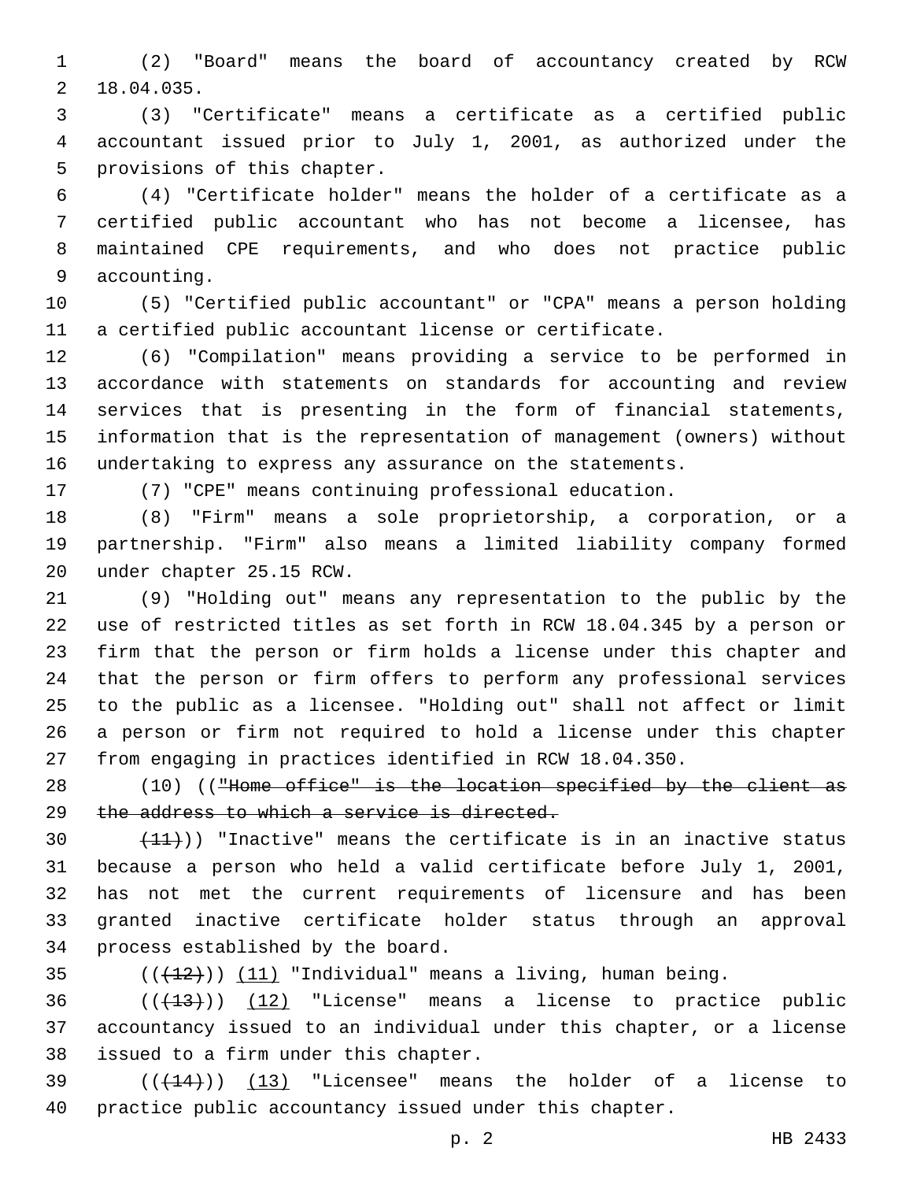(2) "Board" means the board of accountancy created by RCW 18.04.035.

(3) "Certificate" means a certificate as a certified public accountant issued prior to July 1, 2001, as authorized under the provisions of this chapter.

(4) "Certificate holder" means the holder of a certificate as a certified public accountant who has not become a licensee, has maintained CPE requirements, and who does not practice public accounting.

(5) "Certified public accountant" or "CPA" means a person holding a certified public accountant license or certificate.

(6) "Compilation" means providing a service to be performed in accordance with statements on standards for accounting and review services that is presenting in the form of financial statements, information that is the representation of management (owners) without undertaking to express any assurance on the statements.

(7) "CPE" means continuing professional education.

(8) "Firm" means a sole proprietorship, a corporation, or a partnership. "Firm" also means a limited liability company formed under chapter 25.15 RCW.

(9) "Holding out" means any representation to the public by the use of restricted titles as set forth in RCW 18.04.345 by a person or firm that the person or firm holds a license under this chapter and that the person or firm offers to perform any professional services to the public as a licensee. "Holding out" shall not affect or limit a person or firm not required to hold a license under this chapter from engaging in practices identified in RCW 18.04.350.

(10) ((~~"Home office" is the location specified by the client as the address to which a service is directed.~~

~~(11)~~)) "Inactive" means the certificate is in an inactive status because a person who held a valid certificate before July 1, 2001, has not met the current requirements of licensure and has been granted inactive certificate holder status through an approval process established by the board.

((~~(12)~~)) (11) "Individual" means a living, human being.

((~~(13)~~)) (12) "License" means a license to practice public accountancy issued to an individual under this chapter, or a license issued to a firm under this chapter.

((~~(14)~~)) (13) "Licensee" means the holder of a license to practice public accountancy issued under this chapter.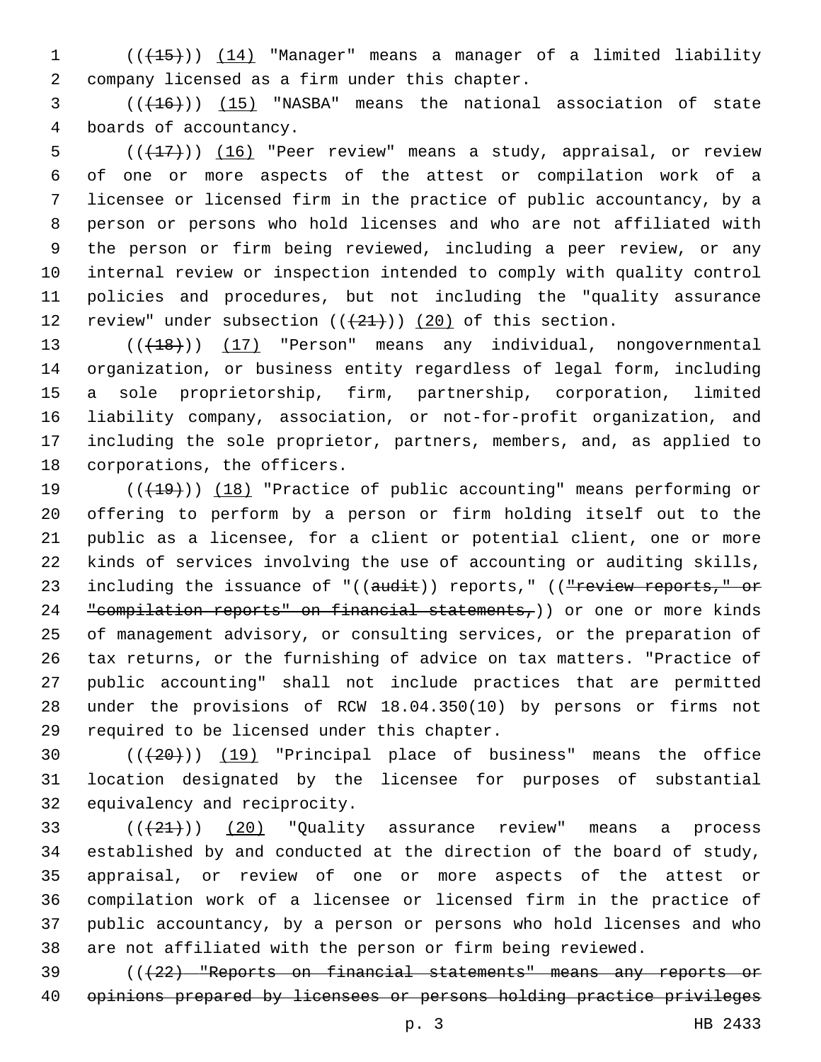((~~(15)~~)) <u>(14)</u> "Manager" means a manager of a limited liability company licensed as a firm under this chapter.

((~~(16)~~)) <u>(15)</u> "NASBA" means the national association of state boards of accountancy.

((~~(17)~~)) <u>(16)</u> "Peer review" means a study, appraisal, or review of one or more aspects of the attest or compilation work of a licensee or licensed firm in the practice of public accountancy, by a person or persons who hold licenses and who are not affiliated with the person or firm being reviewed, including a peer review, or any internal review or inspection intended to comply with quality control policies and procedures, but not including the "quality assurance review" under subsection ((~~(21)~~)) <u>(20)</u> of this section.

((~~(18)~~)) <u>(17)</u> "Person" means any individual, nongovernmental organization, or business entity regardless of legal form, including a sole proprietorship, firm, partnership, corporation, limited liability company, association, or not-for-profit organization, and including the sole proprietor, partners, members, and, as applied to corporations, the officers.

((~~(19)~~)) <u>(18)</u> "Practice of public accounting" means performing or offering to perform by a person or firm holding itself out to the public as a licensee, for a client or potential client, one or more kinds of services involving the use of accounting or auditing skills, including the issuance of "((~~audit~~)) reports," ((~~"review reports," or "compilation reports" on financial statements,~~)) or one or more kinds of management advisory, or consulting services, or the preparation of tax returns, or the furnishing of advice on tax matters. "Practice of public accounting" shall not include practices that are permitted under the provisions of RCW 18.04.350(10) by persons or firms not required to be licensed under this chapter.

((~~(20)~~)) <u>(19)</u> "Principal place of business" means the office location designated by the licensee for purposes of substantial equivalency and reciprocity.

((~~(21)~~)) <u>(20)</u> "Quality assurance review" means a process established by and conducted at the direction of the board of study, appraisal, or review of one or more aspects of the attest or compilation work of a licensee or licensed firm in the practice of public accountancy, by a person or persons who hold licenses and who are not affiliated with the person or firm being reviewed.

((~~(22) "Reports on financial statements" means any reports or opinions prepared by licensees or persons holding practice privileges~~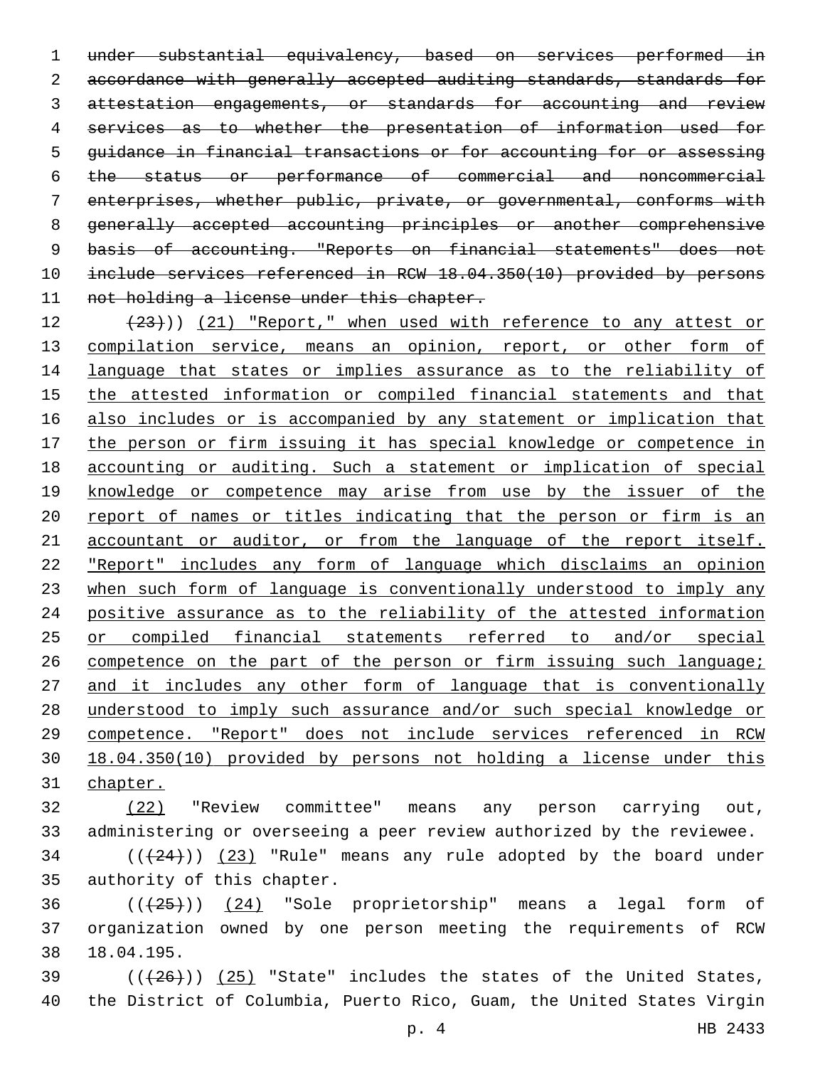~~under substantial equivalency, based on services performed in accordance with generally accepted auditing standards, standards for attestation engagements, or standards for accounting and review services as to whether the presentation of information used for guidance in financial transactions or for accounting for or assessing the status or performance of commercial and noncommercial enterprises, whether public, private, or governmental, conforms with generally accepted accounting principles or another comprehensive basis of accounting. "Reports on financial statements" does not include services referenced in RCW 18.04.350(10) provided by persons not holding a license under this chapter.~~

~~(23)~~)) <u>(21) "Report," when used with reference to any attest or compilation service, means an opinion, report, or other form of language that states or implies assurance as to the reliability of the attested information or compiled financial statements and that also includes or is accompanied by any statement or implication that the person or firm issuing it has special knowledge or competence in accounting or auditing. Such a statement or implication of special knowledge or competence may arise from use by the issuer of the report of names or titles indicating that the person or firm is an accountant or auditor, or from the language of the report itself. "Report" includes any form of language which disclaims an opinion when such form of language is conventionally understood to imply any positive assurance as to the reliability of the attested information or compiled financial statements referred to and/or special competence on the part of the person or firm issuing such language; and it includes any other form of language that is conventionally understood to imply such assurance and/or such special knowledge or competence. "Report" does not include services referenced in RCW 18.04.350(10) provided by persons not holding a license under this chapter.</u>

<u>(22)</u> "Review committee" means any person carrying out, administering or overseeing a peer review authorized by the reviewee.

((~~(24)~~)) <u>(23)</u> "Rule" means any rule adopted by the board under authority of this chapter.

((~~(25)~~)) <u>(24)</u> "Sole proprietorship" means a legal form of organization owned by one person meeting the requirements of RCW 18.04.195.

((~~(26)~~)) <u>(25)</u> "State" includes the states of the United States, the District of Columbia, Puerto Rico, Guam, the United States Virgin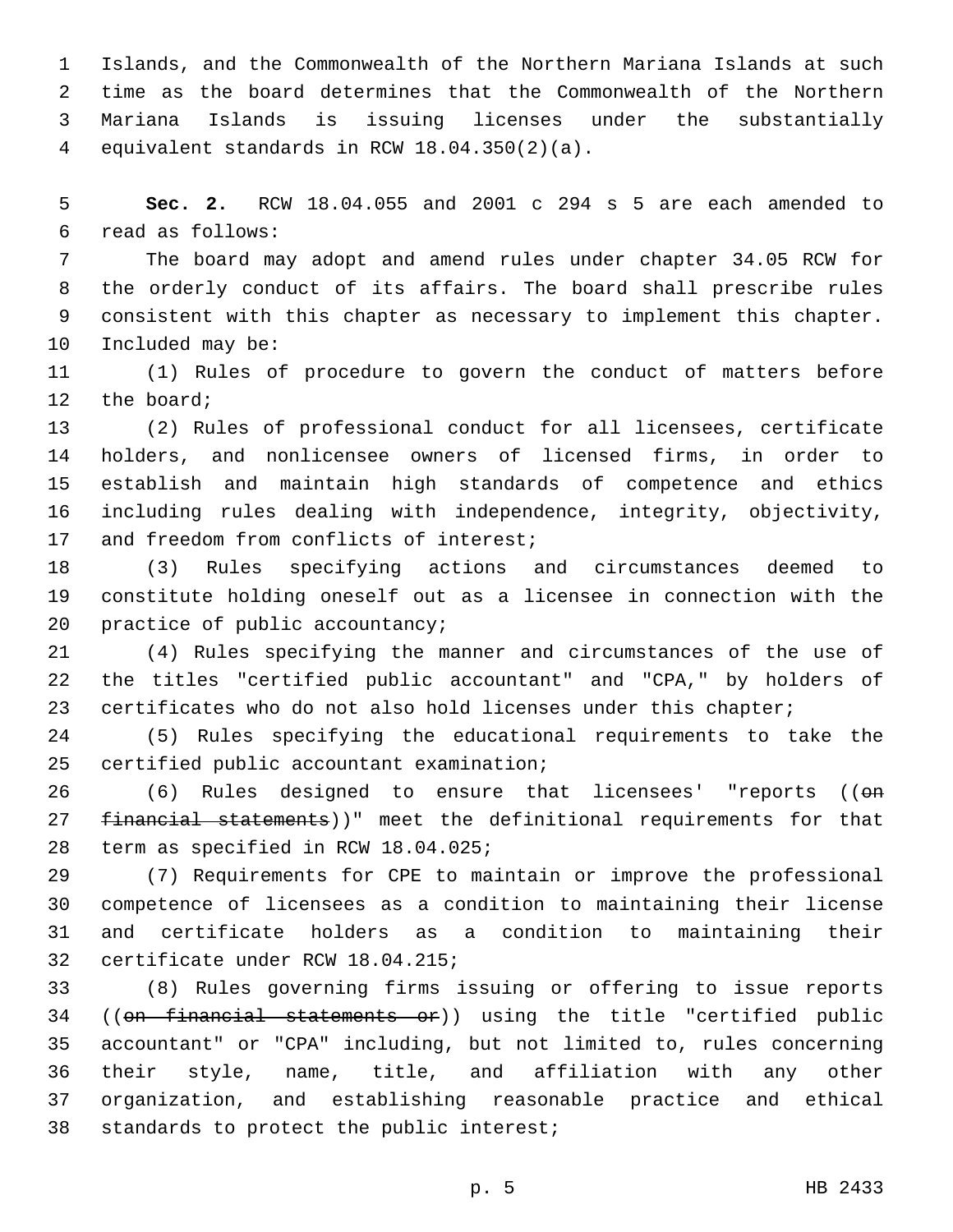Islands, and the Commonwealth of the Northern Mariana Islands at such time as the board determines that the Commonwealth of the Northern Mariana Islands is issuing licenses under the substantially equivalent standards in RCW 18.04.350(2)(a).

**Sec. 2.** RCW 18.04.055 and 2001 c 294 s 5 are each amended to read as follows:

The board may adopt and amend rules under chapter 34.05 RCW for the orderly conduct of its affairs. The board shall prescribe rules consistent with this chapter as necessary to implement this chapter. Included may be:

(1) Rules of procedure to govern the conduct of matters before the board;

(2) Rules of professional conduct for all licensees, certificate holders, and nonlicensee owners of licensed firms, in order to establish and maintain high standards of competence and ethics including rules dealing with independence, integrity, objectivity, and freedom from conflicts of interest;

(3) Rules specifying actions and circumstances deemed to constitute holding oneself out as a licensee in connection with the practice of public accountancy;

(4) Rules specifying the manner and circumstances of the use of the titles "certified public accountant" and "CPA," by holders of certificates who do not also hold licenses under this chapter;

(5) Rules specifying the educational requirements to take the certified public accountant examination;

(6) Rules designed to ensure that licensees' "reports ((~~on financial statements~~))" meet the definitional requirements for that term as specified in RCW 18.04.025;

(7) Requirements for CPE to maintain or improve the professional competence of licensees as a condition to maintaining their license and certificate holders as a condition to maintaining their certificate under RCW 18.04.215;

(8) Rules governing firms issuing or offering to issue reports ((~~on financial statements or~~)) using the title "certified public accountant" or "CPA" including, but not limited to, rules concerning their style, name, title, and affiliation with any other organization, and establishing reasonable practice and ethical standards to protect the public interest;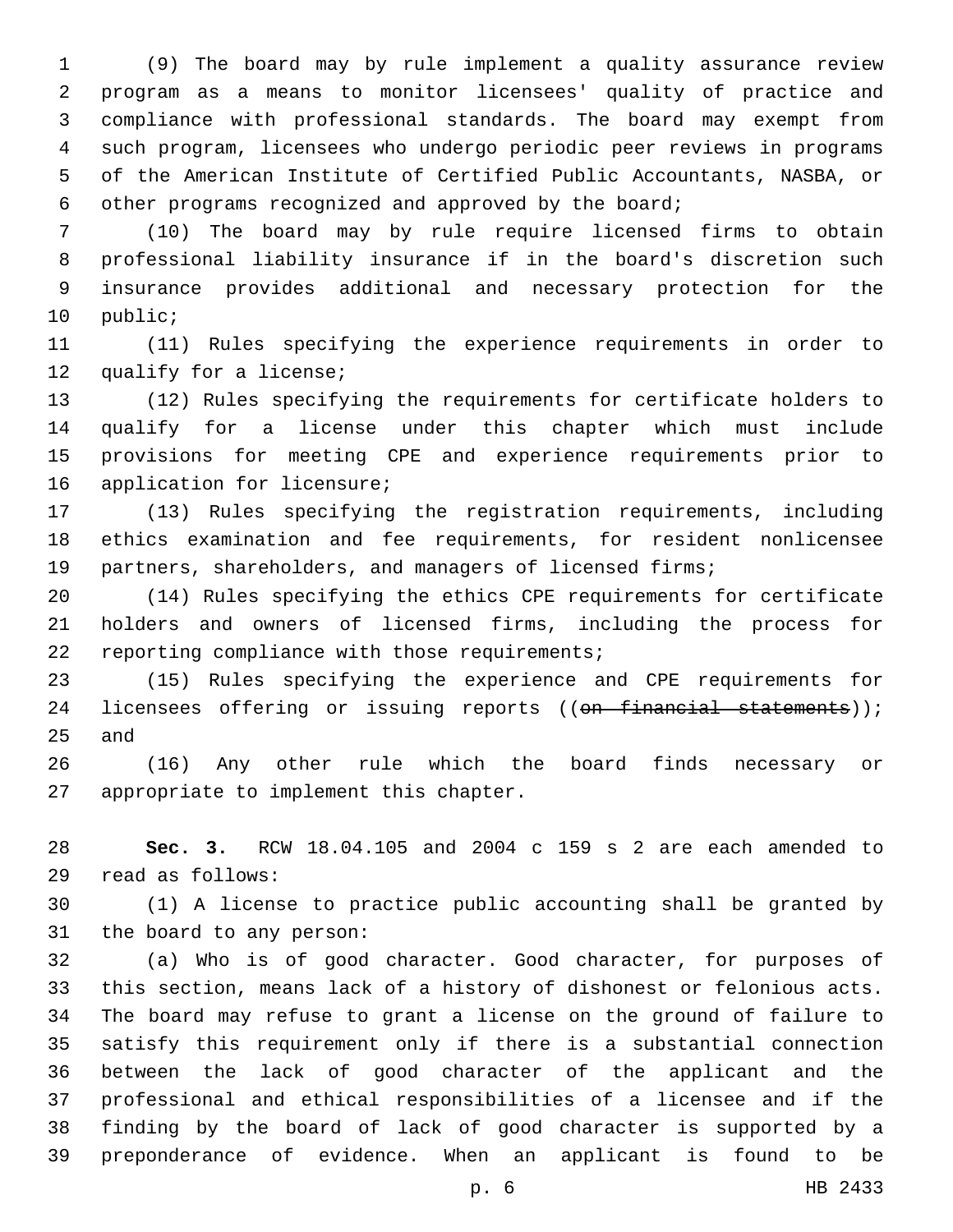(9) The board may by rule implement a quality assurance review program as a means to monitor licensees' quality of practice and compliance with professional standards. The board may exempt from such program, licensees who undergo periodic peer reviews in programs of the American Institute of Certified Public Accountants, NASBA, or other programs recognized and approved by the board;

(10) The board may by rule require licensed firms to obtain professional liability insurance if in the board's discretion such insurance provides additional and necessary protection for the public;

(11) Rules specifying the experience requirements in order to qualify for a license;

(12) Rules specifying the requirements for certificate holders to qualify for a license under this chapter which must include provisions for meeting CPE and experience requirements prior to application for licensure;

(13) Rules specifying the registration requirements, including ethics examination and fee requirements, for resident nonlicensee partners, shareholders, and managers of licensed firms;

(14) Rules specifying the ethics CPE requirements for certificate holders and owners of licensed firms, including the process for reporting compliance with those requirements;

(15) Rules specifying the experience and CPE requirements for licensees offering or issuing reports ((~~on financial statements~~)); and

(16) Any other rule which the board finds necessary or appropriate to implement this chapter.

**Sec. 3.** RCW 18.04.105 and 2004 c 159 s 2 are each amended to read as follows:

(1) A license to practice public accounting shall be granted by the board to any person:

(a) Who is of good character. Good character, for purposes of this section, means lack of a history of dishonest or felonious acts. The board may refuse to grant a license on the ground of failure to satisfy this requirement only if there is a substantial connection between the lack of good character of the applicant and the professional and ethical responsibilities of a licensee and if the finding by the board of lack of good character is supported by a preponderance of evidence. When an applicant is found to be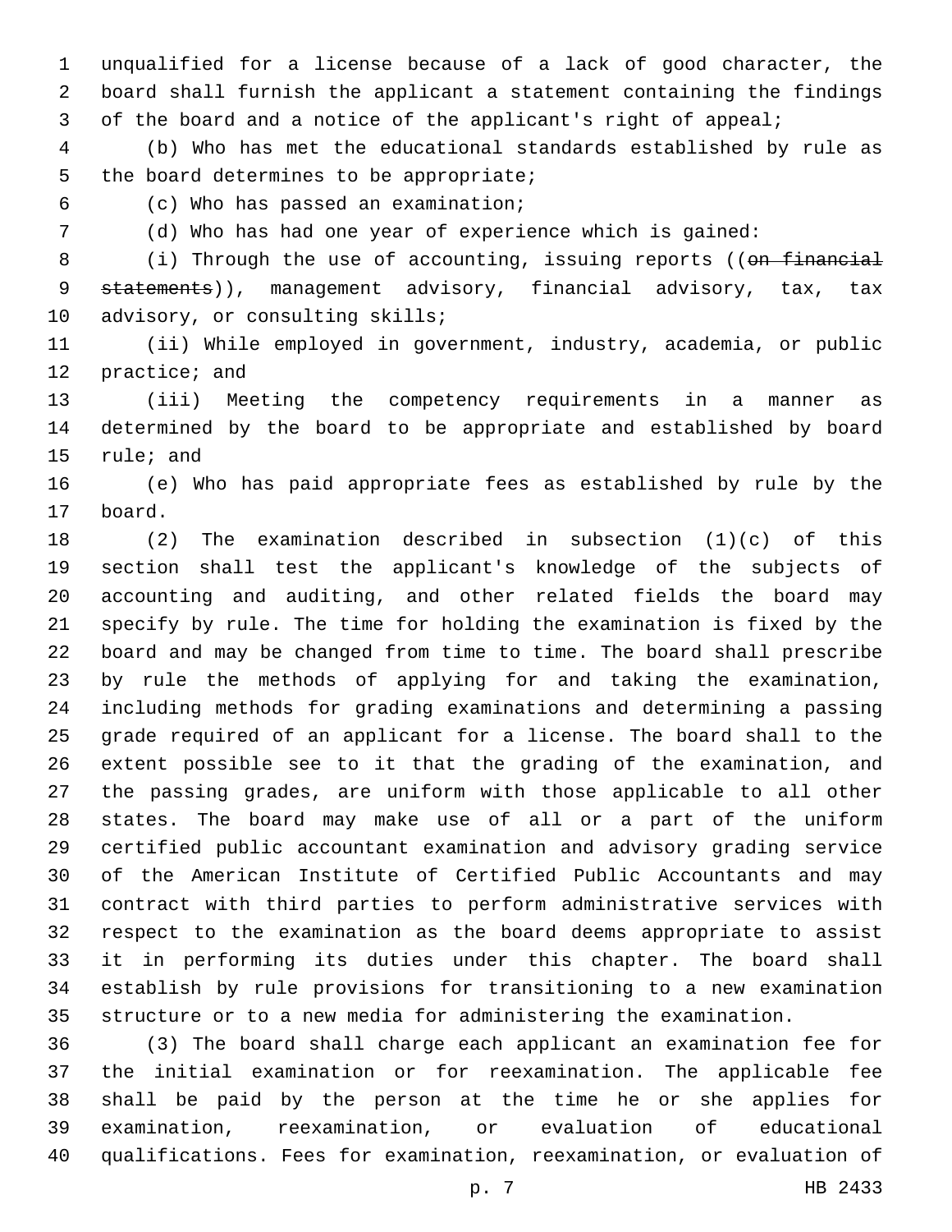unqualified for a license because of a lack of good character, the board shall furnish the applicant a statement containing the findings of the board and a notice of the applicant's right of appeal;

(b) Who has met the educational standards established by rule as the board determines to be appropriate;

(c) Who has passed an examination;

(d) Who has had one year of experience which is gained:

(i) Through the use of accounting, issuing reports ((~~on financial statements~~)), management advisory, financial advisory, tax, tax advisory, or consulting skills;

(ii) While employed in government, industry, academia, or public practice; and

(iii) Meeting the competency requirements in a manner as determined by the board to be appropriate and established by board rule; and

(e) Who has paid appropriate fees as established by rule by the board.

(2) The examination described in subsection (1)(c) of this section shall test the applicant's knowledge of the subjects of accounting and auditing, and other related fields the board may specify by rule. The time for holding the examination is fixed by the board and may be changed from time to time. The board shall prescribe by rule the methods of applying for and taking the examination, including methods for grading examinations and determining a passing grade required of an applicant for a license. The board shall to the extent possible see to it that the grading of the examination, and the passing grades, are uniform with those applicable to all other states. The board may make use of all or a part of the uniform certified public accountant examination and advisory grading service of the American Institute of Certified Public Accountants and may contract with third parties to perform administrative services with respect to the examination as the board deems appropriate to assist it in performing its duties under this chapter. The board shall establish by rule provisions for transitioning to a new examination structure or to a new media for administering the examination.

(3) The board shall charge each applicant an examination fee for the initial examination or for reexamination. The applicable fee shall be paid by the person at the time he or she applies for examination, reexamination, or evaluation of educational qualifications. Fees for examination, reexamination, or evaluation of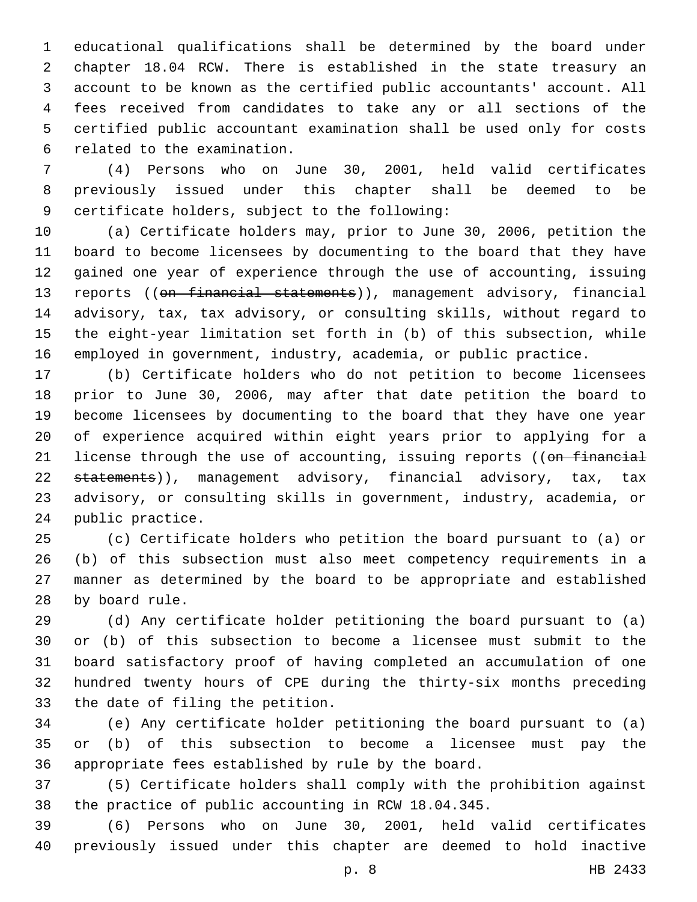educational qualifications shall be determined by the board under chapter 18.04 RCW. There is established in the state treasury an account to be known as the certified public accountants' account. All fees received from candidates to take any or all sections of the certified public accountant examination shall be used only for costs related to the examination.

(4) Persons who on June 30, 2001, held valid certificates previously issued under this chapter shall be deemed to be certificate holders, subject to the following:

(a) Certificate holders may, prior to June 30, 2006, petition the board to become licensees by documenting to the board that they have gained one year of experience through the use of accounting, issuing reports ((~~on financial statements~~)), management advisory, financial advisory, tax, tax advisory, or consulting skills, without regard to the eight-year limitation set forth in (b) of this subsection, while employed in government, industry, academia, or public practice.

(b) Certificate holders who do not petition to become licensees prior to June 30, 2006, may after that date petition the board to become licensees by documenting to the board that they have one year of experience acquired within eight years prior to applying for a license through the use of accounting, issuing reports ((~~on financial statements~~)), management advisory, financial advisory, tax, tax advisory, or consulting skills in government, industry, academia, or public practice.

(c) Certificate holders who petition the board pursuant to (a) or (b) of this subsection must also meet competency requirements in a manner as determined by the board to be appropriate and established by board rule.

(d) Any certificate holder petitioning the board pursuant to (a) or (b) of this subsection to become a licensee must submit to the board satisfactory proof of having completed an accumulation of one hundred twenty hours of CPE during the thirty-six months preceding the date of filing the petition.

(e) Any certificate holder petitioning the board pursuant to (a) or (b) of this subsection to become a licensee must pay the appropriate fees established by rule by the board.

(5) Certificate holders shall comply with the prohibition against the practice of public accounting in RCW 18.04.345.

(6) Persons who on June 30, 2001, held valid certificates previously issued under this chapter are deemed to hold inactive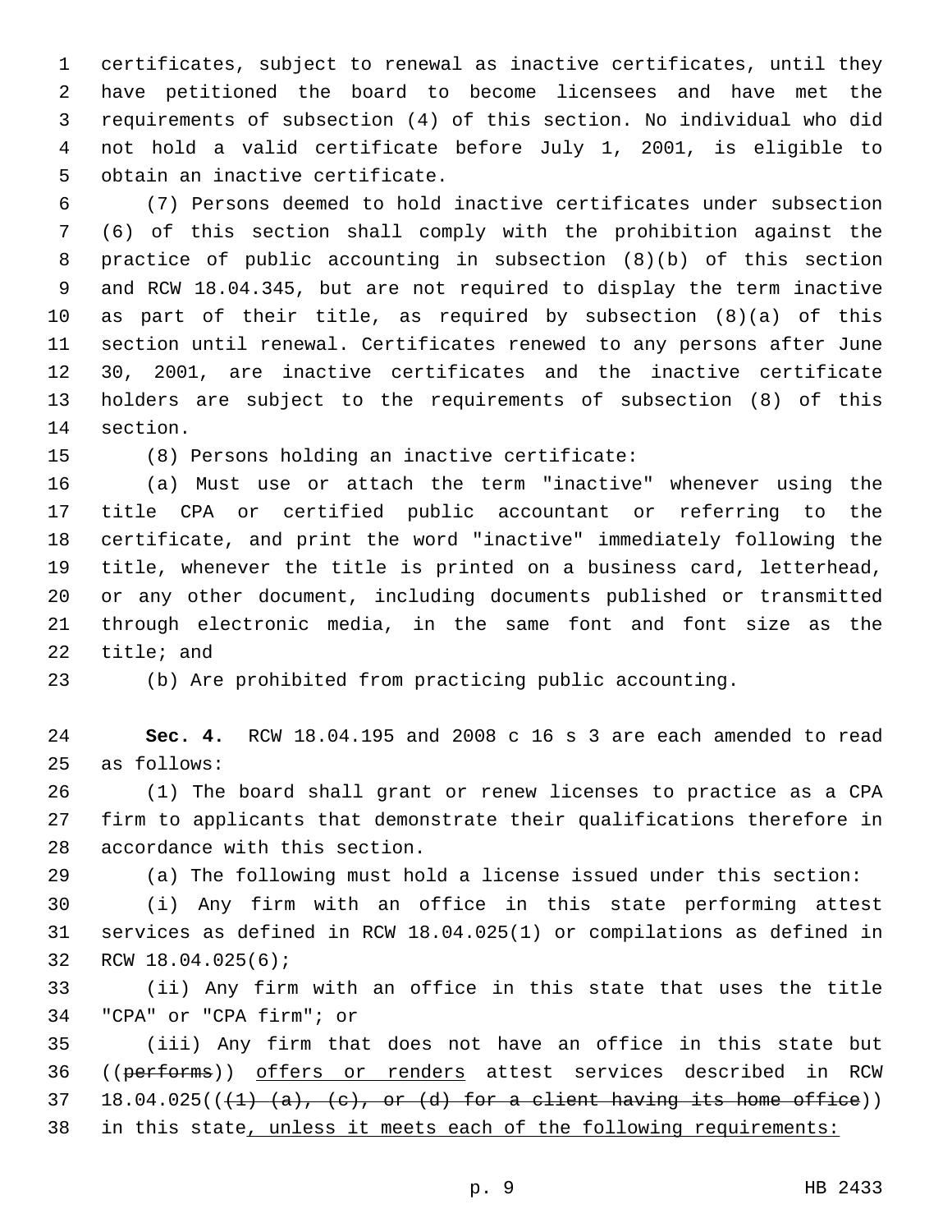certificates, subject to renewal as inactive certificates, until they have petitioned the board to become licensees and have met the requirements of subsection (4) of this section. No individual who did not hold a valid certificate before July 1, 2001, is eligible to obtain an inactive certificate.

(7) Persons deemed to hold inactive certificates under subsection (6) of this section shall comply with the prohibition against the practice of public accounting in subsection (8)(b) of this section and RCW 18.04.345, but are not required to display the term inactive as part of their title, as required by subsection (8)(a) of this section until renewal. Certificates renewed to any persons after June 30, 2001, are inactive certificates and the inactive certificate holders are subject to the requirements of subsection (8) of this section.

(8) Persons holding an inactive certificate:

(a) Must use or attach the term "inactive" whenever using the title CPA or certified public accountant or referring to the certificate, and print the word "inactive" immediately following the title, whenever the title is printed on a business card, letterhead, or any other document, including documents published or transmitted through electronic media, in the same font and font size as the title; and

(b) Are prohibited from practicing public accounting.

**Sec. 4.** RCW 18.04.195 and 2008 c 16 s 3 are each amended to read as follows:

(1) The board shall grant or renew licenses to practice as a CPA firm to applicants that demonstrate their qualifications therefore in accordance with this section.

(a) The following must hold a license issued under this section:

(i) Any firm with an office in this state performing attest services as defined in RCW 18.04.025(1) or compilations as defined in RCW 18.04.025(6);

(ii) Any firm with an office in this state that uses the title "CPA" or "CPA firm"; or

(iii) Any firm that does not have an office in this state but ((~~performs~~)) <u>offers or renders</u> attest services described in RCW 18.04.025((~~(1) (a), (c), or (d) for a client having its home office~~)) in this state<u>, unless it meets each of the following requirements:</u>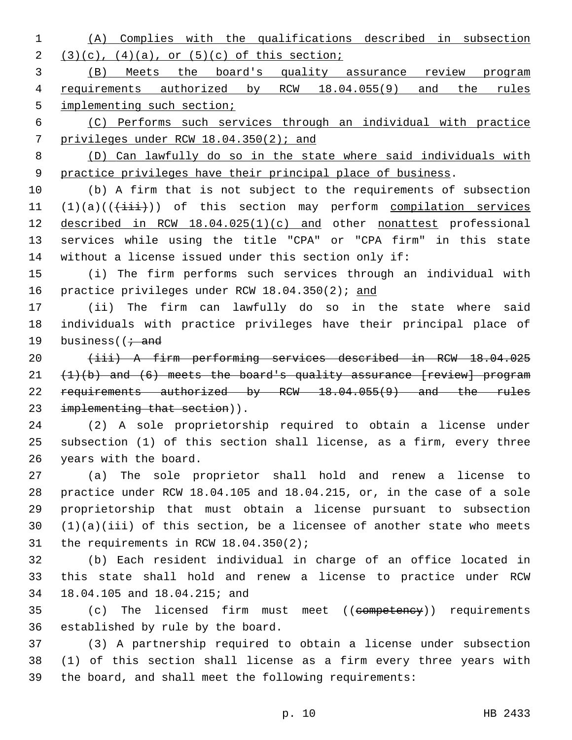(A) Complies with the qualifications described in subsection (3)(c), (4)(a), or (5)(c) of this section;

(B) Meets the board's quality assurance review program requirements authorized by RCW 18.04.055(9) and the rules implementing such section;

(C) Performs such services through an individual with practice privileges under RCW 18.04.350(2); and

(D) Can lawfully do so in the state where said individuals with practice privileges have their principal place of business.

(b) A firm that is not subject to the requirements of subsection (1)(a)(((iii))) of this section may perform compilation services described in RCW 18.04.025(1)(c) and other nonattest professional services while using the title "CPA" or "CPA firm" in this state without a license issued under this section only if:

(i) The firm performs such services through an individual with practice privileges under RCW 18.04.350(2); and

(ii) The firm can lawfully do so in the state where said individuals with practice privileges have their principal place of business((; and

(iii) A firm performing services described in RCW 18.04.025 (1)(b) and (6) meets the board's quality assurance [review] program requirements authorized by RCW 18.04.055(9) and the rules implementing that section)).

(2) A sole proprietorship required to obtain a license under subsection (1) of this section shall license, as a firm, every three years with the board.

(a) The sole proprietor shall hold and renew a license to practice under RCW 18.04.105 and 18.04.215, or, in the case of a sole proprietorship that must obtain a license pursuant to subsection (1)(a)(iii) of this section, be a licensee of another state who meets the requirements in RCW 18.04.350(2);

(b) Each resident individual in charge of an office located in this state shall hold and renew a license to practice under RCW 18.04.105 and 18.04.215; and

(c) The licensed firm must meet ((competency)) requirements established by rule by the board.

(3) A partnership required to obtain a license under subsection (1) of this section shall license as a firm every three years with the board, and shall meet the following requirements: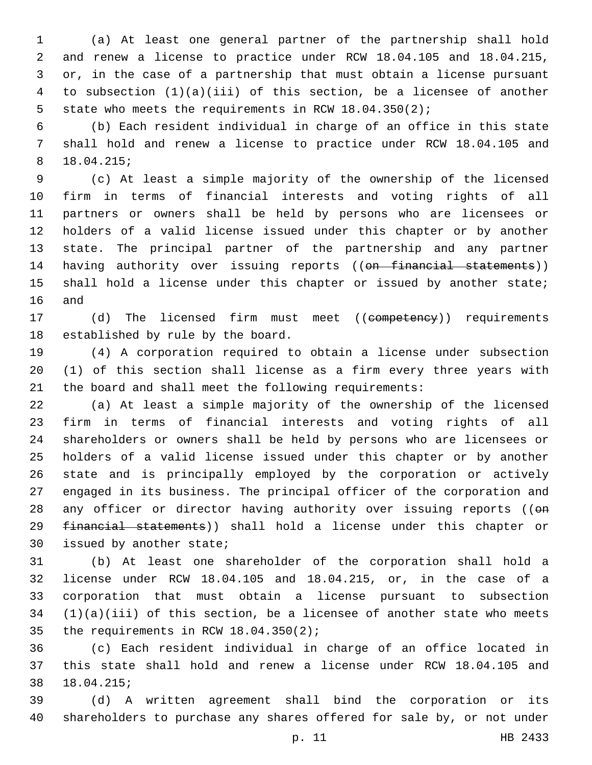(a) At least one general partner of the partnership shall hold and renew a license to practice under RCW 18.04.105 and 18.04.215, or, in the case of a partnership that must obtain a license pursuant to subsection (1)(a)(iii) of this section, be a licensee of another state who meets the requirements in RCW 18.04.350(2);

(b) Each resident individual in charge of an office in this state shall hold and renew a license to practice under RCW 18.04.105 and 18.04.215;

(c) At least a simple majority of the ownership of the licensed firm in terms of financial interests and voting rights of all partners or owners shall be held by persons who are licensees or holders of a valid license issued under this chapter or by another state. The principal partner of the partnership and any partner having authority over issuing reports ((~~on financial statements~~)) shall hold a license under this chapter or issued by another state; and

(d) The licensed firm must meet ((~~competency~~)) requirements established by rule by the board.

(4) A corporation required to obtain a license under subsection (1) of this section shall license as a firm every three years with the board and shall meet the following requirements:

(a) At least a simple majority of the ownership of the licensed firm in terms of financial interests and voting rights of all shareholders or owners shall be held by persons who are licensees or holders of a valid license issued under this chapter or by another state and is principally employed by the corporation or actively engaged in its business. The principal officer of the corporation and any officer or director having authority over issuing reports ((~~on financial statements~~)) shall hold a license under this chapter or issued by another state;

(b) At least one shareholder of the corporation shall hold a license under RCW 18.04.105 and 18.04.215, or, in the case of a corporation that must obtain a license pursuant to subsection (1)(a)(iii) of this section, be a licensee of another state who meets the requirements in RCW 18.04.350(2);

(c) Each resident individual in charge of an office located in this state shall hold and renew a license under RCW 18.04.105 and 18.04.215;

(d) A written agreement shall bind the corporation or its shareholders to purchase any shares offered for sale by, or not under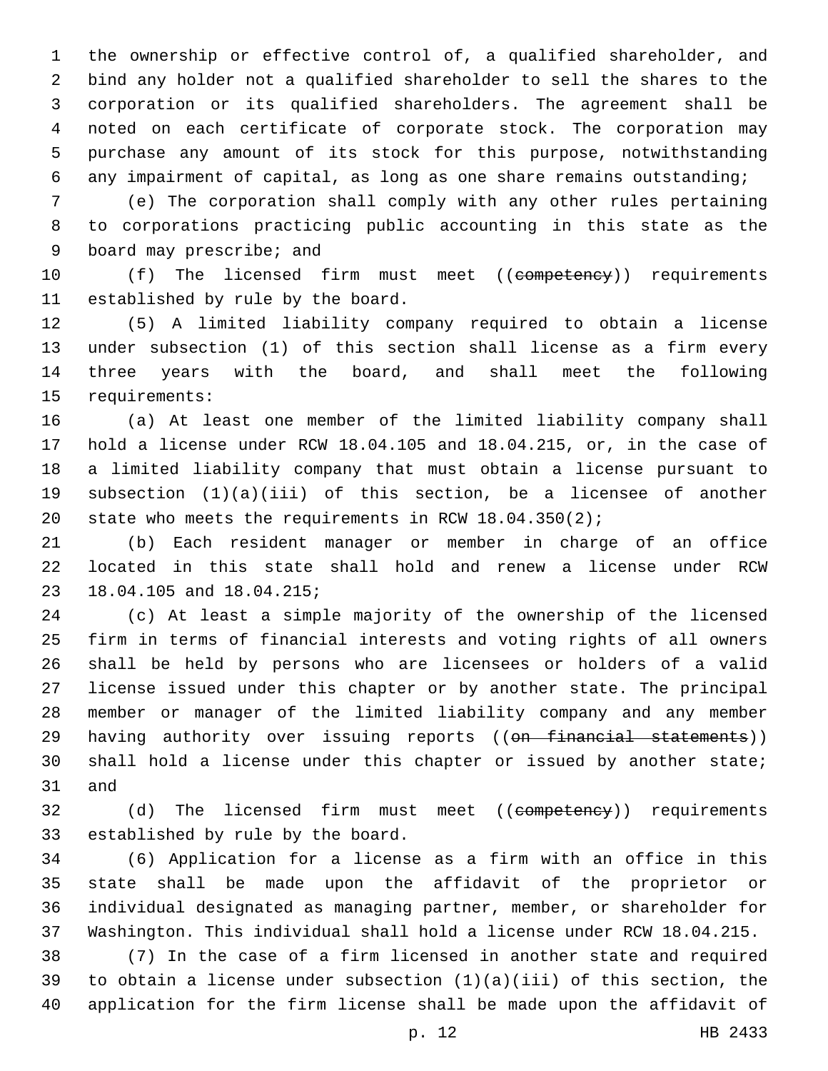the ownership or effective control of, a qualified shareholder, and bind any holder not a qualified shareholder to sell the shares to the corporation or its qualified shareholders. The agreement shall be noted on each certificate of corporate stock. The corporation may purchase any amount of its stock for this purpose, notwithstanding any impairment of capital, as long as one share remains outstanding;

(e) The corporation shall comply with any other rules pertaining to corporations practicing public accounting in this state as the board may prescribe; and

(f) The licensed firm must meet ((~~competency~~)) requirements established by rule by the board.

(5) A limited liability company required to obtain a license under subsection (1) of this section shall license as a firm every three years with the board, and shall meet the following requirements:

(a) At least one member of the limited liability company shall hold a license under RCW 18.04.105 and 18.04.215, or, in the case of a limited liability company that must obtain a license pursuant to subsection (1)(a)(iii) of this section, be a licensee of another state who meets the requirements in RCW 18.04.350(2);

(b) Each resident manager or member in charge of an office located in this state shall hold and renew a license under RCW 18.04.105 and 18.04.215;

(c) At least a simple majority of the ownership of the licensed firm in terms of financial interests and voting rights of all owners shall be held by persons who are licensees or holders of a valid license issued under this chapter or by another state. The principal member or manager of the limited liability company and any member having authority over issuing reports ((~~on financial statements~~)) shall hold a license under this chapter or issued by another state; and

(d) The licensed firm must meet ((~~competency~~)) requirements established by rule by the board.

(6) Application for a license as a firm with an office in this state shall be made upon the affidavit of the proprietor or individual designated as managing partner, member, or shareholder for Washington. This individual shall hold a license under RCW 18.04.215.

(7) In the case of a firm licensed in another state and required to obtain a license under subsection (1)(a)(iii) of this section, the application for the firm license shall be made upon the affidavit of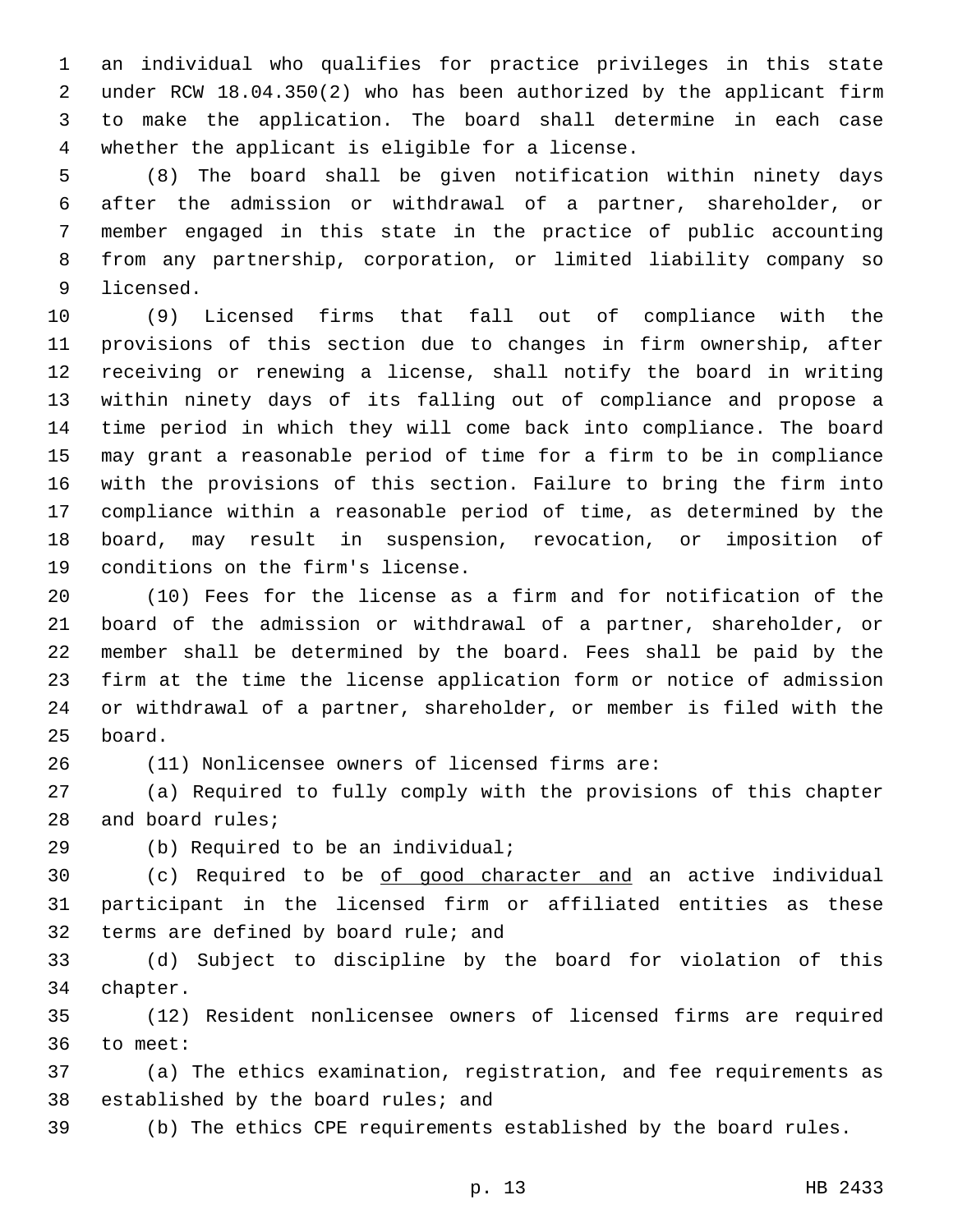an individual who qualifies for practice privileges in this state under RCW 18.04.350(2) who has been authorized by the applicant firm to make the application. The board shall determine in each case whether the applicant is eligible for a license.

(8) The board shall be given notification within ninety days after the admission or withdrawal of a partner, shareholder, or member engaged in this state in the practice of public accounting from any partnership, corporation, or limited liability company so licensed.

(9) Licensed firms that fall out of compliance with the provisions of this section due to changes in firm ownership, after receiving or renewing a license, shall notify the board in writing within ninety days of its falling out of compliance and propose a time period in which they will come back into compliance. The board may grant a reasonable period of time for a firm to be in compliance with the provisions of this section. Failure to bring the firm into compliance within a reasonable period of time, as determined by the board, may result in suspension, revocation, or imposition of conditions on the firm's license.

(10) Fees for the license as a firm and for notification of the board of the admission or withdrawal of a partner, shareholder, or member shall be determined by the board. Fees shall be paid by the firm at the time the license application form or notice of admission or withdrawal of a partner, shareholder, or member is filed with the board.

(11) Nonlicensee owners of licensed firms are:

(a) Required to fully comply with the provisions of this chapter and board rules;

(b) Required to be an individual;

(c) Required to be <u>of good character and</u> an active individual participant in the licensed firm or affiliated entities as these terms are defined by board rule; and

(d) Subject to discipline by the board for violation of this chapter.

(12) Resident nonlicensee owners of licensed firms are required to meet:

(a) The ethics examination, registration, and fee requirements as established by the board rules; and

(b) The ethics CPE requirements established by the board rules.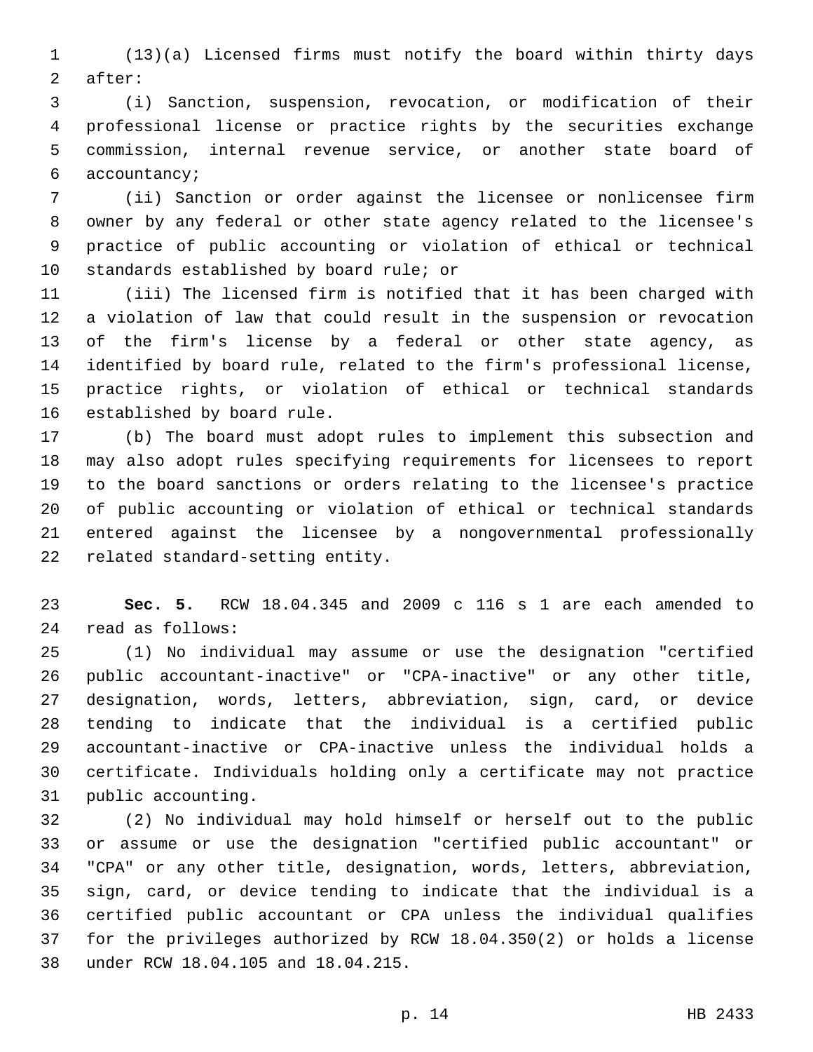(13)(a) Licensed firms must notify the board within thirty days after:

(i) Sanction, suspension, revocation, or modification of their professional license or practice rights by the securities exchange commission, internal revenue service, or another state board of accountancy;

(ii) Sanction or order against the licensee or nonlicensee firm owner by any federal or other state agency related to the licensee's practice of public accounting or violation of ethical or technical standards established by board rule; or

(iii) The licensed firm is notified that it has been charged with a violation of law that could result in the suspension or revocation of the firm's license by a federal or other state agency, as identified by board rule, related to the firm's professional license, practice rights, or violation of ethical or technical standards established by board rule.

(b) The board must adopt rules to implement this subsection and may also adopt rules specifying requirements for licensees to report to the board sanctions or orders relating to the licensee's practice of public accounting or violation of ethical or technical standards entered against the licensee by a nongovernmental professionally related standard-setting entity.

**Sec. 5.** RCW 18.04.345 and 2009 c 116 s 1 are each amended to read as follows:

(1) No individual may assume or use the designation "certified public accountant-inactive" or "CPA-inactive" or any other title, designation, words, letters, abbreviation, sign, card, or device tending to indicate that the individual is a certified public accountant-inactive or CPA-inactive unless the individual holds a certificate. Individuals holding only a certificate may not practice public accounting.

(2) No individual may hold himself or herself out to the public or assume or use the designation "certified public accountant" or "CPA" or any other title, designation, words, letters, abbreviation, sign, card, or device tending to indicate that the individual is a certified public accountant or CPA unless the individual qualifies for the privileges authorized by RCW 18.04.350(2) or holds a license under RCW 18.04.105 and 18.04.215.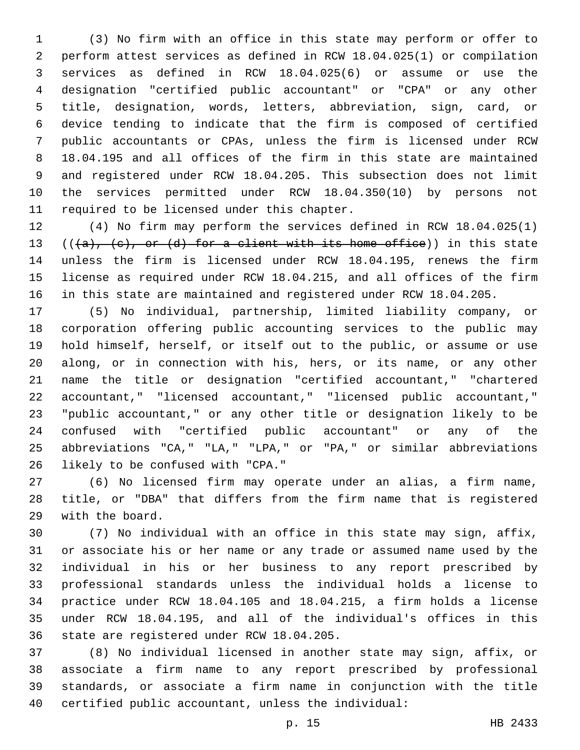(3) No firm with an office in this state may perform or offer to perform attest services as defined in RCW 18.04.025(1) or compilation services as defined in RCW 18.04.025(6) or assume or use the designation "certified public accountant" or "CPA" or any other title, designation, words, letters, abbreviation, sign, card, or device tending to indicate that the firm is composed of certified public accountants or CPAs, unless the firm is licensed under RCW 18.04.195 and all offices of the firm in this state are maintained and registered under RCW 18.04.205. This subsection does not limit the services permitted under RCW 18.04.350(10) by persons not required to be licensed under this chapter.

(4) No firm may perform the services defined in RCW 18.04.025(1) ((~~(a), (c), or (d) for a client with its home office~~)) in this state unless the firm is licensed under RCW 18.04.195, renews the firm license as required under RCW 18.04.215, and all offices of the firm in this state are maintained and registered under RCW 18.04.205.

(5) No individual, partnership, limited liability company, or corporation offering public accounting services to the public may hold himself, herself, or itself out to the public, or assume or use along, or in connection with his, hers, or its name, or any other name the title or designation "certified accountant," "chartered accountant," "licensed accountant," "licensed public accountant," "public accountant," or any other title or designation likely to be confused with "certified public accountant" or any of the abbreviations "CA," "LA," "LPA," or "PA," or similar abbreviations likely to be confused with "CPA."

(6) No licensed firm may operate under an alias, a firm name, title, or "DBA" that differs from the firm name that is registered with the board.

(7) No individual with an office in this state may sign, affix, or associate his or her name or any trade or assumed name used by the individual in his or her business to any report prescribed by professional standards unless the individual holds a license to practice under RCW 18.04.105 and 18.04.215, a firm holds a license under RCW 18.04.195, and all of the individual's offices in this state are registered under RCW 18.04.205.

(8) No individual licensed in another state may sign, affix, or associate a firm name to any report prescribed by professional standards, or associate a firm name in conjunction with the title certified public accountant, unless the individual: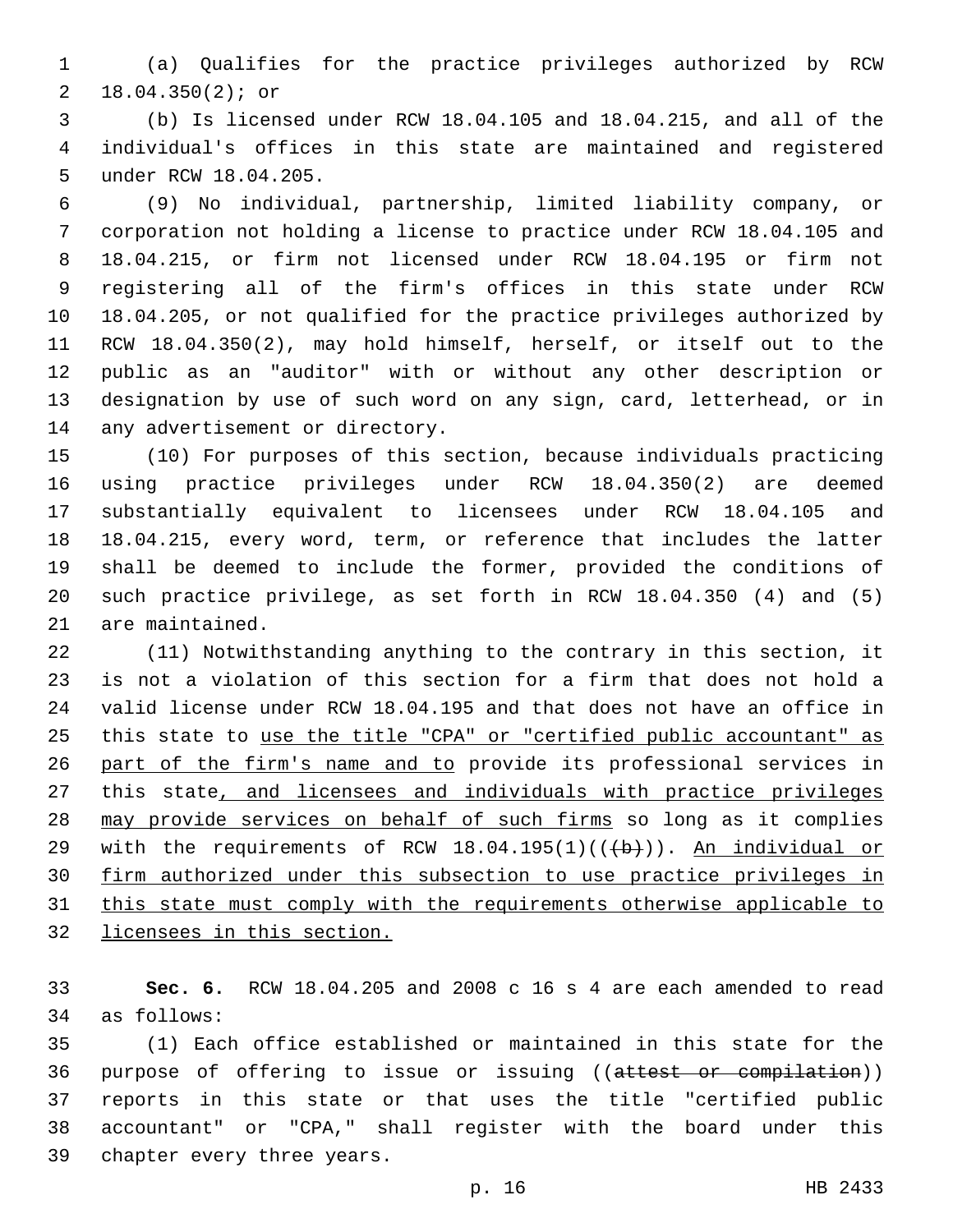(a) Qualifies for the practice privileges authorized by RCW 18.04.350(2); or

(b) Is licensed under RCW 18.04.105 and 18.04.215, and all of the individual's offices in this state are maintained and registered under RCW 18.04.205.

(9) No individual, partnership, limited liability company, or corporation not holding a license to practice under RCW 18.04.105 and 18.04.215, or firm not licensed under RCW 18.04.195 or firm not registering all of the firm's offices in this state under RCW 18.04.205, or not qualified for the practice privileges authorized by RCW 18.04.350(2), may hold himself, herself, or itself out to the public as an "auditor" with or without any other description or designation by use of such word on any sign, card, letterhead, or in any advertisement or directory.

(10) For purposes of this section, because individuals practicing using practice privileges under RCW 18.04.350(2) are deemed substantially equivalent to licensees under RCW 18.04.105 and 18.04.215, every word, term, or reference that includes the latter shall be deemed to include the former, provided the conditions of such practice privilege, as set forth in RCW 18.04.350 (4) and (5) are maintained.

(11) Notwithstanding anything to the contrary in this section, it is not a violation of this section for a firm that does not hold a valid license under RCW 18.04.195 and that does not have an office in this state to <u>use the title "CPA" or "certified public accountant" as part of the firm's name and to</u> provide its professional services in this state<u>, and licensees and individuals with practice privileges may provide services on behalf of such firms</u> so long as it complies with the requirements of RCW 18.04.195(1)((~~(b)~~)). <u>An individual or firm authorized under this subsection to use practice privileges in this state must comply with the requirements otherwise applicable to licensees in this section.</u>

**Sec. 6.** RCW 18.04.205 and 2008 c 16 s 4 are each amended to read as follows:

(1) Each office established or maintained in this state for the purpose of offering to issue or issuing ((~~attest or compilation~~)) reports in this state or that uses the title "certified public accountant" or "CPA," shall register with the board under this chapter every three years.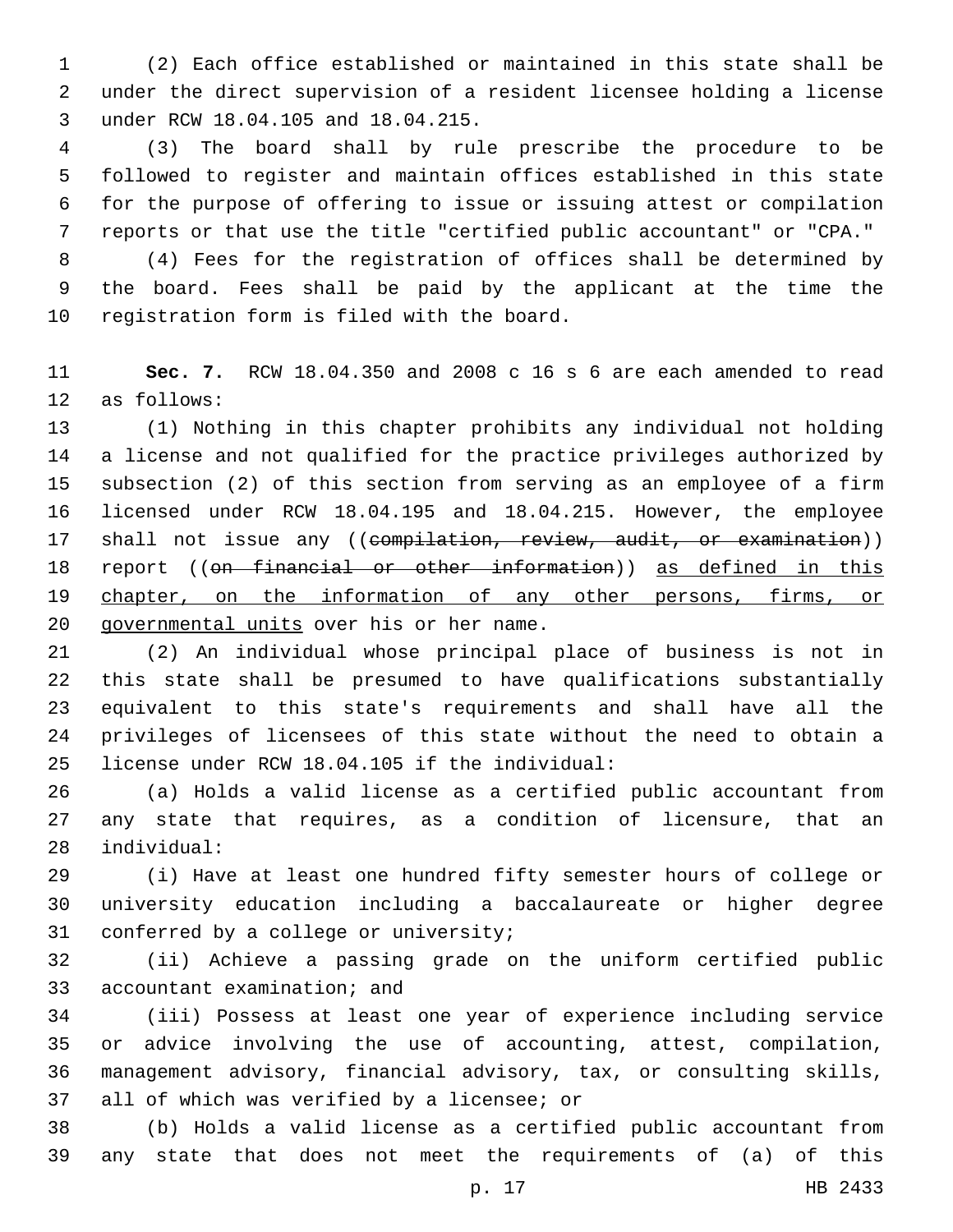(2) Each office established or maintained in this state shall be under the direct supervision of a resident licensee holding a license under RCW 18.04.105 and 18.04.215.

(3) The board shall by rule prescribe the procedure to be followed to register and maintain offices established in this state for the purpose of offering to issue or issuing attest or compilation reports or that use the title "certified public accountant" or "CPA."

(4) Fees for the registration of offices shall be determined by the board. Fees shall be paid by the applicant at the time the registration form is filed with the board.

**Sec. 7.** RCW 18.04.350 and 2008 c 16 s 6 are each amended to read as follows:

(1) Nothing in this chapter prohibits any individual not holding a license and not qualified for the practice privileges authorized by subsection (2) of this section from serving as an employee of a firm licensed under RCW 18.04.195 and 18.04.215. However, the employee shall not issue any ((~~compilation, review, audit, or examination~~)) report ((~~on financial or other information~~)) <u>as defined in this chapter, on the information of any other persons, firms, or governmental units</u> over his or her name.

(2) An individual whose principal place of business is not in this state shall be presumed to have qualifications substantially equivalent to this state's requirements and shall have all the privileges of licensees of this state without the need to obtain a license under RCW 18.04.105 if the individual:

(a) Holds a valid license as a certified public accountant from any state that requires, as a condition of licensure, that an individual:

(i) Have at least one hundred fifty semester hours of college or university education including a baccalaureate or higher degree conferred by a college or university;

(ii) Achieve a passing grade on the uniform certified public accountant examination; and

(iii) Possess at least one year of experience including service or advice involving the use of accounting, attest, compilation, management advisory, financial advisory, tax, or consulting skills, all of which was verified by a licensee; or

(b) Holds a valid license as a certified public accountant from any state that does not meet the requirements of (a) of this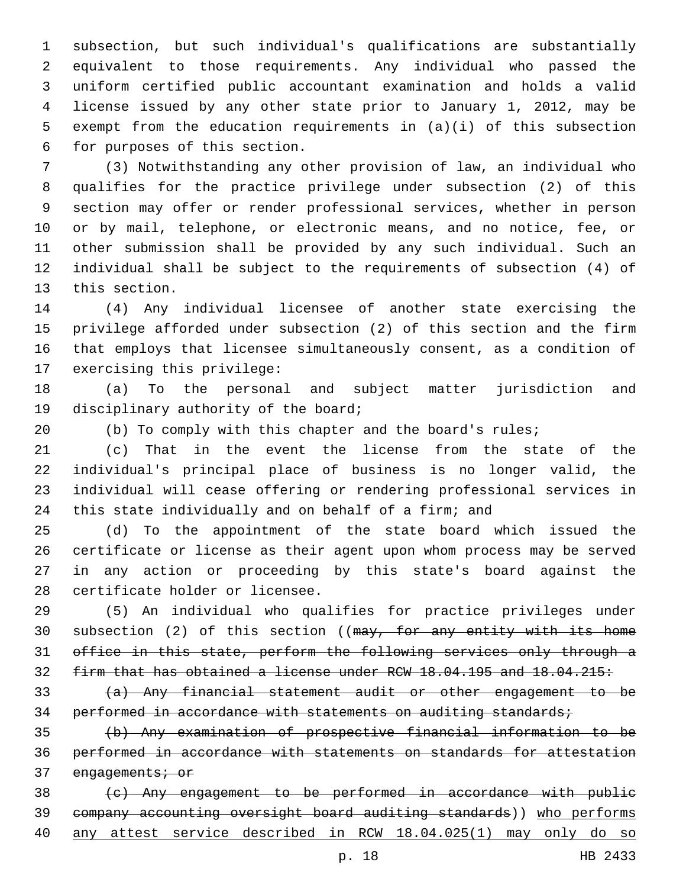subsection, but such individual's qualifications are substantially equivalent to those requirements. Any individual who passed the uniform certified public accountant examination and holds a valid license issued by any other state prior to January 1, 2012, may be exempt from the education requirements in (a)(i) of this subsection for purposes of this section.

(3) Notwithstanding any other provision of law, an individual who qualifies for the practice privilege under subsection (2) of this section may offer or render professional services, whether in person or by mail, telephone, or electronic means, and no notice, fee, or other submission shall be provided by any such individual. Such an individual shall be subject to the requirements of subsection (4) of this section.

(4) Any individual licensee of another state exercising the privilege afforded under subsection (2) of this section and the firm that employs that licensee simultaneously consent, as a condition of exercising this privilege:

(a) To the personal and subject matter jurisdiction and disciplinary authority of the board;

(b) To comply with this chapter and the board's rules;

(c) That in the event the license from the state of the individual's principal place of business is no longer valid, the individual will cease offering or rendering professional services in this state individually and on behalf of a firm; and

(d) To the appointment of the state board which issued the certificate or license as their agent upon whom process may be served in any action or proceeding by this state's board against the certificate holder or licensee.

(5) An individual who qualifies for practice privileges under subsection (2) of this section ((~~may, for any entity with its home office in this state, perform the following services only through a firm that has obtained a license under RCW 18.04.195 and 18.04.215:~~

~~(a) Any financial statement audit or other engagement to be performed in accordance with statements on auditing standards;~~

~~(b) Any examination of prospective financial information to be performed in accordance with statements on standards for attestation engagements; or~~

~~(c) Any engagement to be performed in accordance with public company accounting oversight board auditing standards~~)) <u>who performs any attest service described in RCW 18.04.025(1) may only do so</u>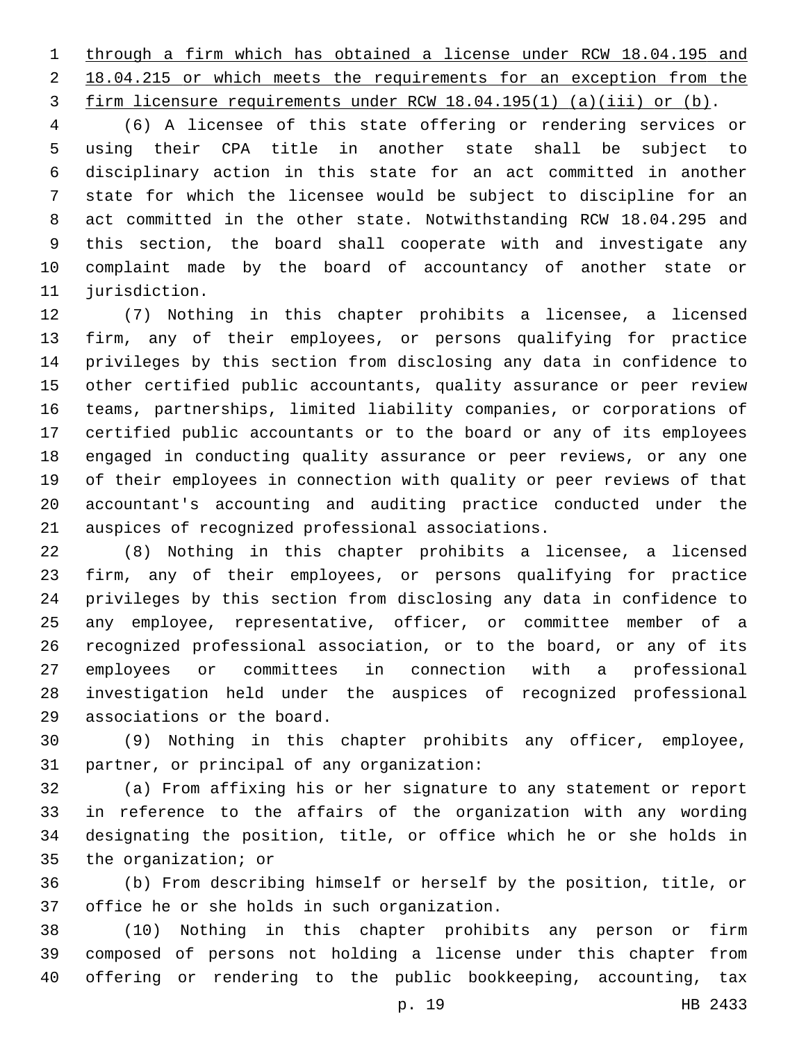through a firm which has obtained a license under RCW 18.04.195 and 18.04.215 or which meets the requirements for an exception from the firm licensure requirements under RCW 18.04.195(1) (a)(iii) or (b).

(6) A licensee of this state offering or rendering services or using their CPA title in another state shall be subject to disciplinary action in this state for an act committed in another state for which the licensee would be subject to discipline for an act committed in the other state. Notwithstanding RCW 18.04.295 and this section, the board shall cooperate with and investigate any complaint made by the board of accountancy of another state or jurisdiction.

(7) Nothing in this chapter prohibits a licensee, a licensed firm, any of their employees, or persons qualifying for practice privileges by this section from disclosing any data in confidence to other certified public accountants, quality assurance or peer review teams, partnerships, limited liability companies, or corporations of certified public accountants or to the board or any of its employees engaged in conducting quality assurance or peer reviews, or any one of their employees in connection with quality or peer reviews of that accountant's accounting and auditing practice conducted under the auspices of recognized professional associations.

(8) Nothing in this chapter prohibits a licensee, a licensed firm, any of their employees, or persons qualifying for practice privileges by this section from disclosing any data in confidence to any employee, representative, officer, or committee member of a recognized professional association, or to the board, or any of its employees or committees in connection with a professional investigation held under the auspices of recognized professional associations or the board.

(9) Nothing in this chapter prohibits any officer, employee, partner, or principal of any organization:

(a) From affixing his or her signature to any statement or report in reference to the affairs of the organization with any wording designating the position, title, or office which he or she holds in the organization; or

(b) From describing himself or herself by the position, title, or office he or she holds in such organization.

(10) Nothing in this chapter prohibits any person or firm composed of persons not holding a license under this chapter from offering or rendering to the public bookkeeping, accounting, tax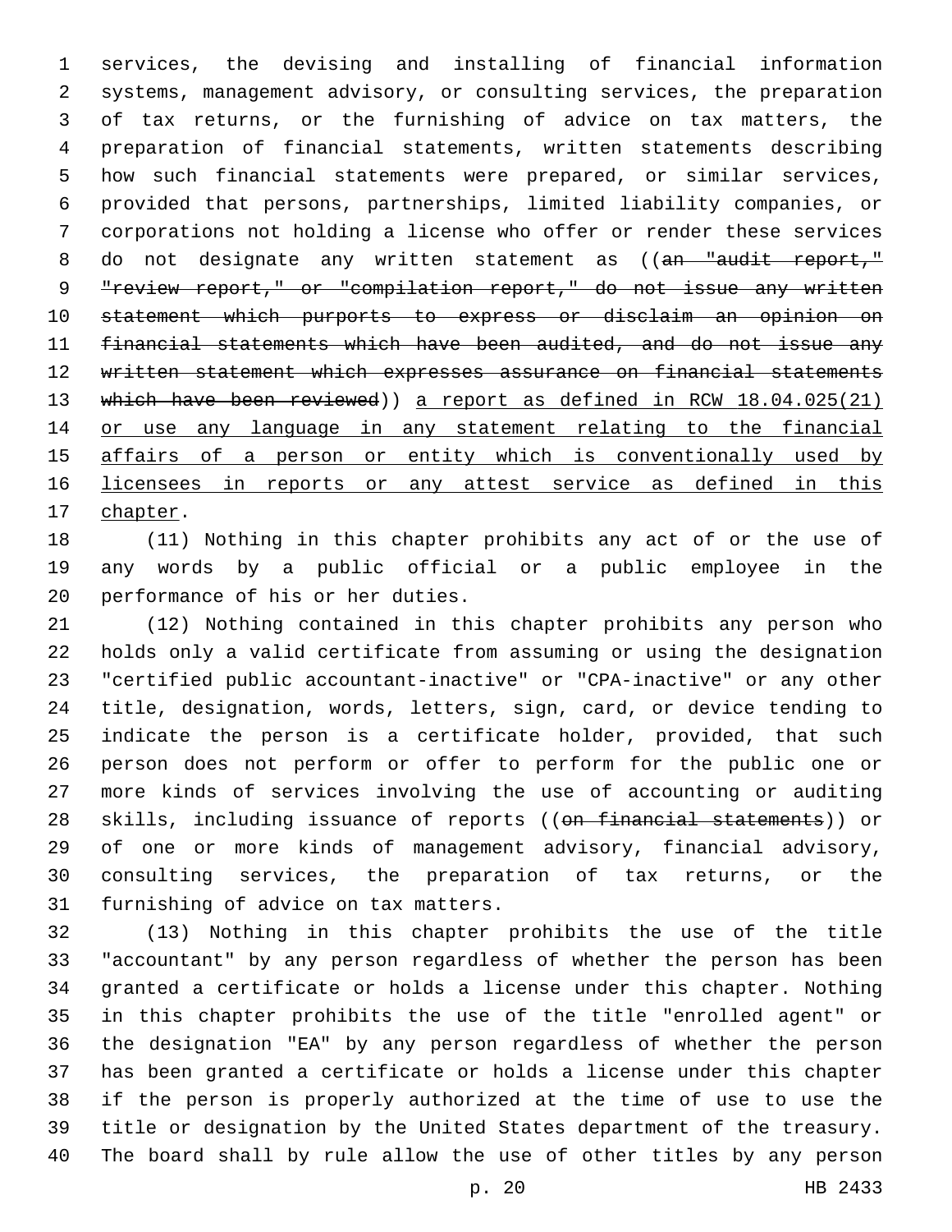services, the devising and installing of financial information systems, management advisory, or consulting services, the preparation of tax returns, or the furnishing of advice on tax matters, the preparation of financial statements, written statements describing how such financial statements were prepared, or similar services, provided that persons, partnerships, limited liability companies, or corporations not holding a license who offer or render these services do not designate any written statement as ((~~an "audit report," "review report," or "compilation report," do not issue any written statement which purports to express or disclaim an opinion on financial statements which have been audited, and do not issue any written statement which expresses assurance on financial statements which have been reviewed~~)) a report as defined in RCW 18.04.025(21) or use any language in any statement relating to the financial affairs of a person or entity which is conventionally used by licensees in reports or any attest service as defined in this chapter.

(11) Nothing in this chapter prohibits any act of or the use of any words by a public official or a public employee in the performance of his or her duties.

(12) Nothing contained in this chapter prohibits any person who holds only a valid certificate from assuming or using the designation "certified public accountant-inactive" or "CPA-inactive" or any other title, designation, words, letters, sign, card, or device tending to indicate the person is a certificate holder, provided, that such person does not perform or offer to perform for the public one or more kinds of services involving the use of accounting or auditing skills, including issuance of reports ((~~on financial statements~~)) or of one or more kinds of management advisory, financial advisory, consulting services, the preparation of tax returns, or the furnishing of advice on tax matters.

(13) Nothing in this chapter prohibits the use of the title "accountant" by any person regardless of whether the person has been granted a certificate or holds a license under this chapter. Nothing in this chapter prohibits the use of the title "enrolled agent" or the designation "EA" by any person regardless of whether the person has been granted a certificate or holds a license under this chapter if the person is properly authorized at the time of use to use the title or designation by the United States department of the treasury. The board shall by rule allow the use of other titles by any person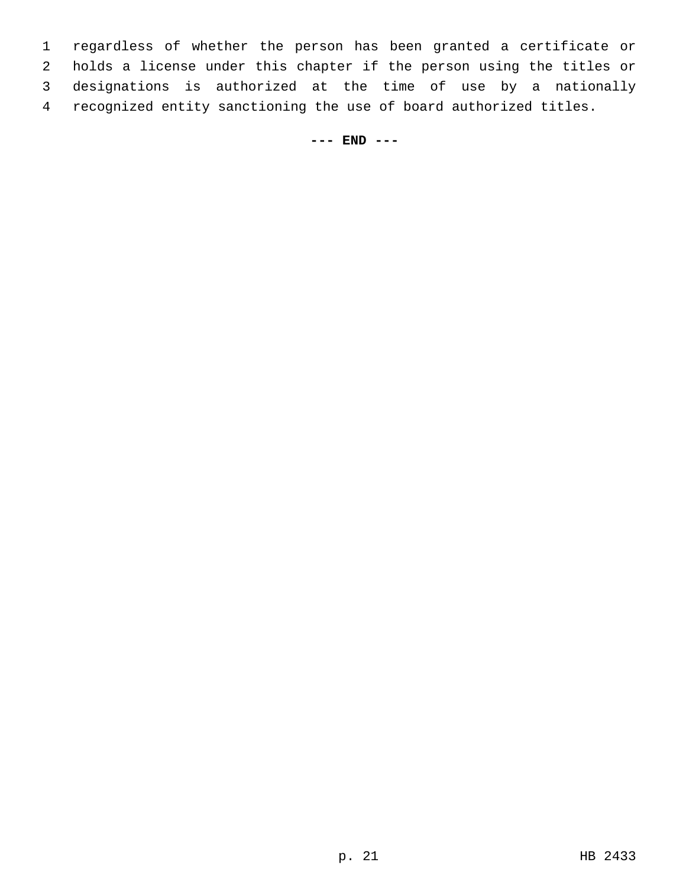regardless of whether the person has been granted a certificate or holds a license under this chapter if the person using the titles or designations is authorized at the time of use by a nationally recognized entity sanctioning the use of board authorized titles.

**--- END ---**